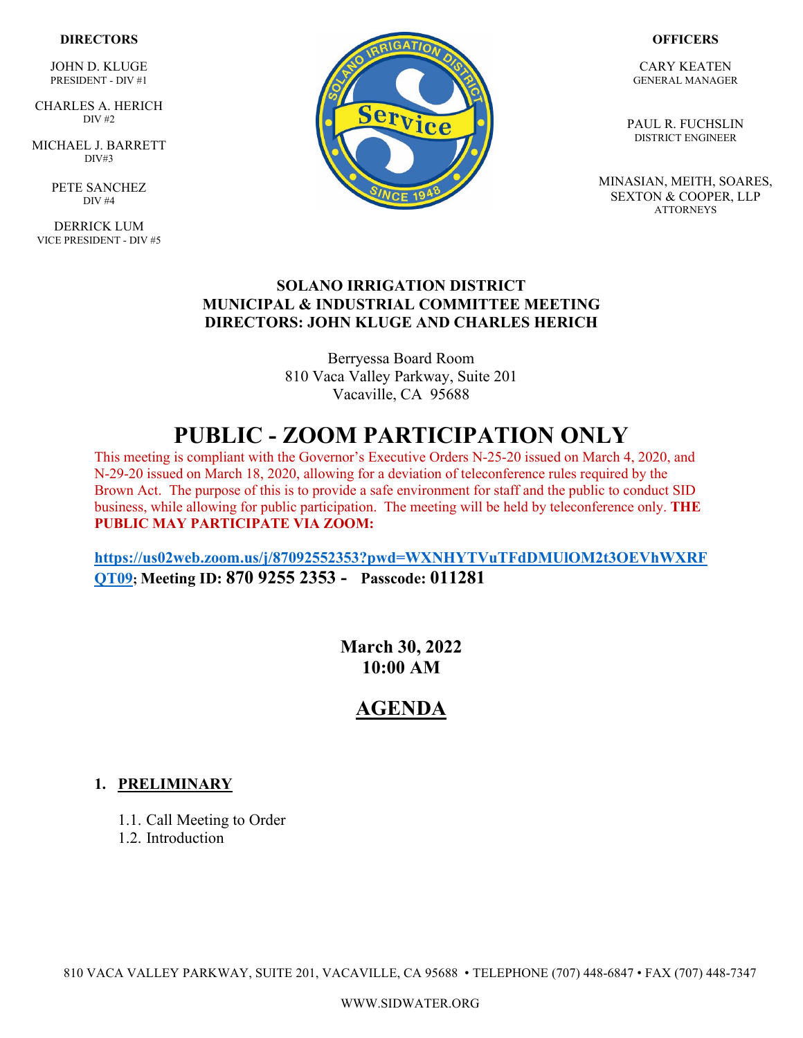**DIRECTORS**

JOHN D. KLUGE
PRESIDENT - DIV #1

CHARLES A. HERICH
DIV #2

MICHAEL J. BARRETT
DIV#3

PETE SANCHEZ
DIV #4

DERRICK LUM
VICE PRESIDENT - DIV #5

**OFFICERS**

CARY KEATEN
GENERAL MANAGER

PAUL R. FUCHSLIN
DISTRICT ENGINEER

MINASIAN, MEITH, SOARES, SEXTON & COOPER, LLP
ATTORNEYS

**SOLANO IRRIGATION DISTRICT**
**MUNICIPAL & INDUSTRIAL COMMITTEE MEETING**
**DIRECTORS: JOHN KLUGE AND CHARLES HERICH**

Berryessa Board Room
810 Vaca Valley Parkway, Suite 201
Vacaville, CA 95688

# PUBLIC - ZOOM PARTICIPATION ONLY

This meeting is compliant with the Governor's Executive Orders N-25-20 issued on March 4, 2020, and N-29-20 issued on March 18, 2020, allowing for a deviation of teleconference rules required by the Brown Act. The purpose of this is to provide a safe environment for staff and the public to conduct SID business, while allowing for public participation. The meeting will be held by teleconference only. **THE PUBLIC MAY PARTICIPATE VIA ZOOM:**

**https://us02web.zoom.us/j/87092552353?pwd=WXNHYTVuTFdDMUlOM2t3OEVhWXRFQT09; Meeting ID: 870 9255 2353 - Passcode: 011281**

**March 30, 2022**
**10:00 AM**

## AGENDA

1. **PRELIMINARY**
    1.1. Call Meeting to Order
    1.2. Introduction

810 VACA VALLEY PARKWAY, SUITE 201, VACAVILLE, CA 95688 • TELEPHONE (707) 448-6847 • FAX (707) 448-7347

WWW.SIDWATER.ORG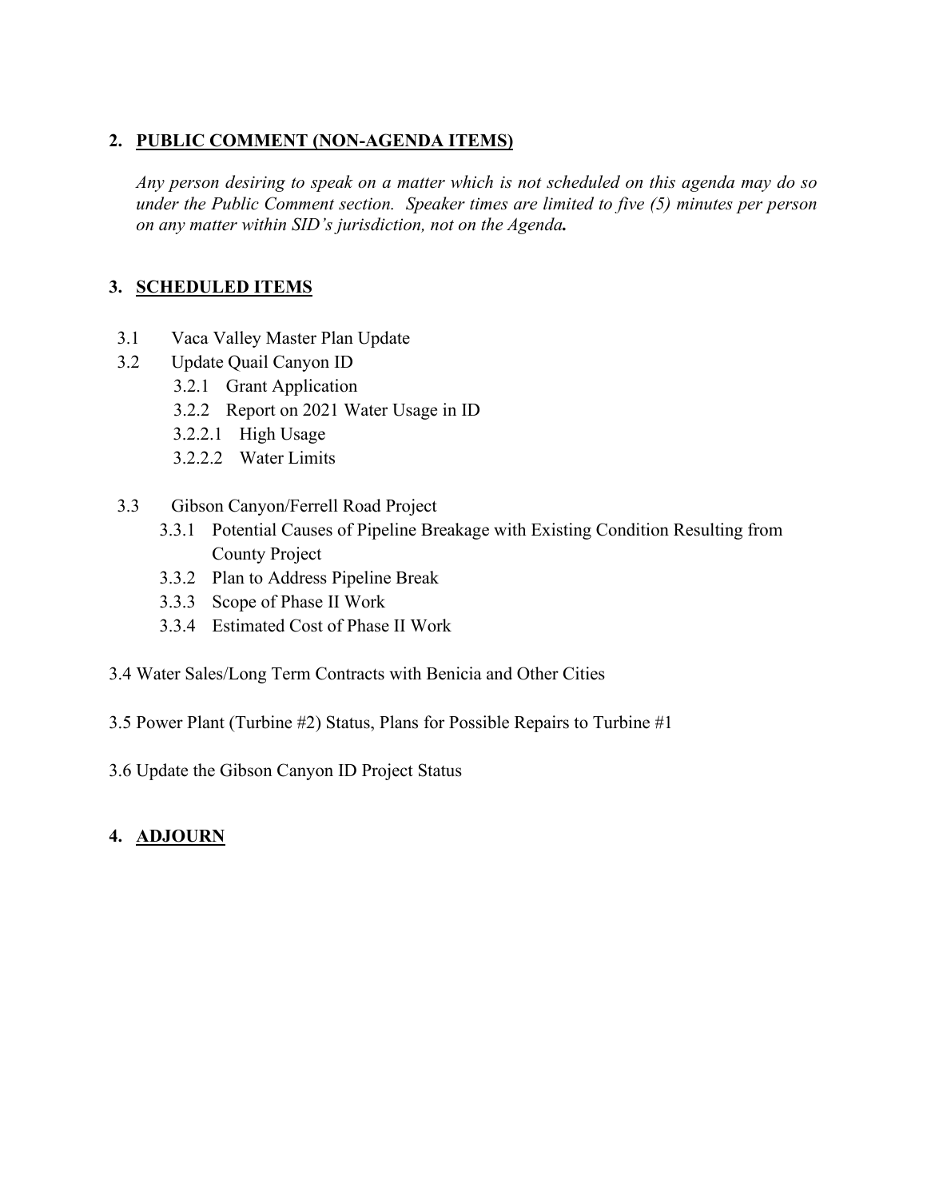## 2. PUBLIC COMMENT (NON-AGENDA ITEMS)

*Any person desiring to speak on a matter which is not scheduled on this agenda may do so under the Public Comment section. Speaker times are limited to five (5) minutes per person on any matter within SID's jurisdiction, not on the Agenda.*

## 3. SCHEDULED ITEMS

3.1 Vaca Valley Master Plan Update

3.2 Update Quail Canyon ID

- 3.2.1 Grant Application
- 3.2.2 Report on 2021 Water Usage in ID
- 3.2.2.1 High Usage
- 3.2.2.2 Water Limits

3.3 Gibson Canyon/Ferrell Road Project

- 3.3.1 Potential Causes of Pipeline Breakage with Existing Condition Resulting from County Project
- 3.3.2 Plan to Address Pipeline Break
- 3.3.3 Scope of Phase II Work
- 3.3.4 Estimated Cost of Phase II Work

3.4 Water Sales/Long Term Contracts with Benicia and Other Cities

3.5 Power Plant (Turbine #2) Status, Plans for Possible Repairs to Turbine #1

3.6 Update the Gibson Canyon ID Project Status

## 4. ADJOURN